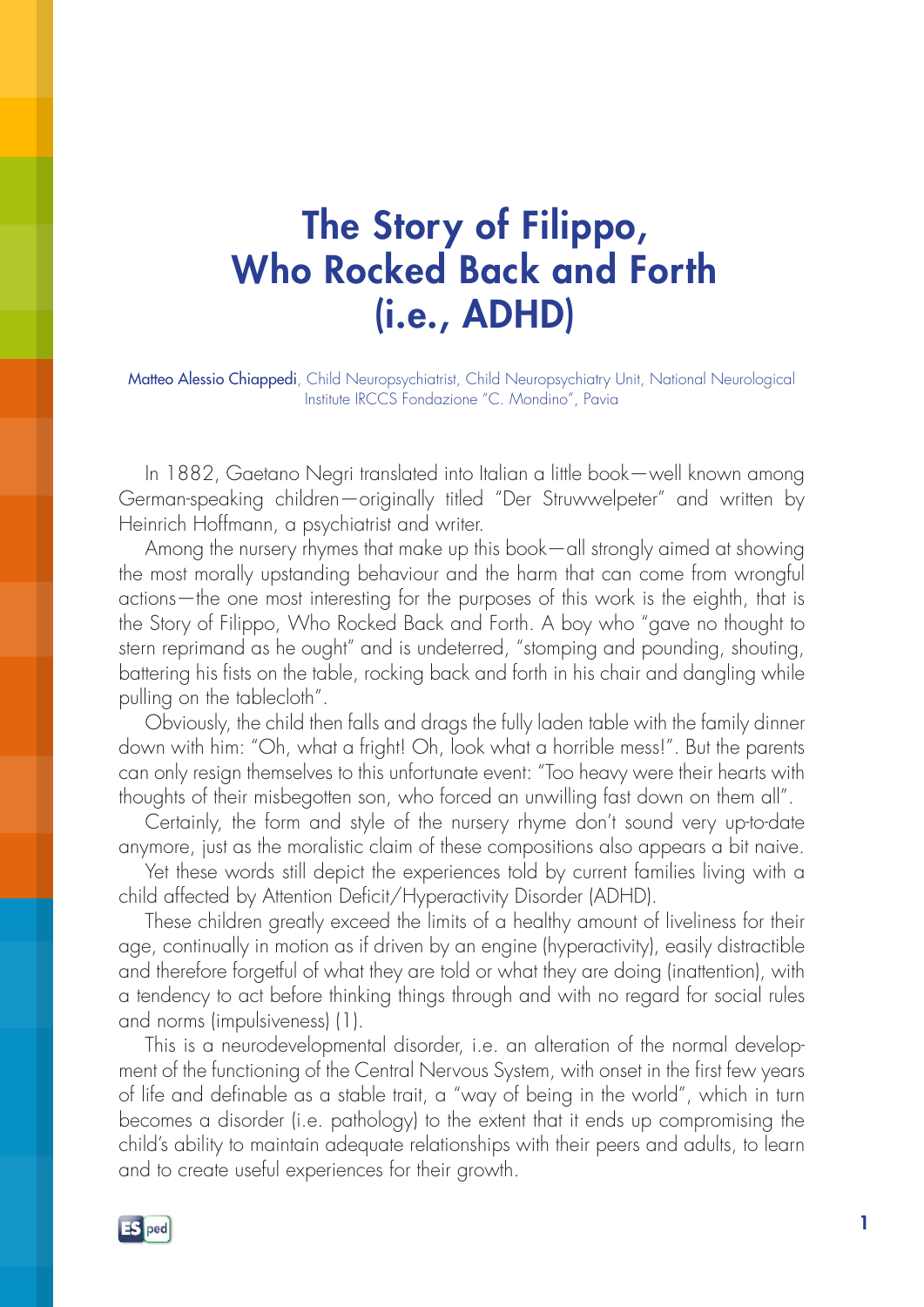# The Story of Filippo, Who Rocked Back and Forth (i.e., ADHD)

Matteo Alessio Chiappedi, Child Neuropsychiatrist, Child Neuropsychiatry Unit, National Neurological Institute IRCCS Fondazione "C. Mondino", Pavia

In 1882, Gaetano Negri translated into Italian a little book—well known among German-speaking children—originally titled "Der Struwwelpeter" and written by Heinrich Hoffmann, a psychiatrist and writer.

Among the nursery rhymes that make up this book—all strongly aimed at showing the most morally upstanding behaviour and the harm that can come from wrongful actions—the one most interesting for the purposes of this work is the eighth, that is the Story of Filippo, Who Rocked Back and Forth. A boy who "gave no thought to stern reprimand as he ought" and is undeterred, "stomping and pounding, shouting, battering his fists on the table, rocking back and forth in his chair and dangling while pulling on the tablecloth".

Obviously, the child then falls and drags the fully laden table with the family dinner down with him: "Oh, what a fright! Oh, look what a horrible mess!". But the parents can only resign themselves to this unfortunate event: "Too heavy were their hearts with thoughts of their misbegotten son, who forced an unwilling fast down on them all".

Certainly, the form and style of the nursery rhyme don't sound very up-to-date anymore, just as the moralistic claim of these compositions also appears a bit naive.

Yet these words still depict the experiences told by current families living with a child affected by Attention Deficit/Hyperactivity Disorder (ADHD).

These children greatly exceed the limits of a healthy amount of liveliness for their age, continually in motion as if driven by an engine (hyperactivity), easily distractible and therefore forgetful of what they are told or what they are doing (inattention), with a tendency to act before thinking things through and with no regard for social rules and norms (impulsiveness) (1).

This is a neurodevelopmental disorder, i.e. an alteration of the normal development of the functioning of the Central Nervous System, with onset in the first few years of life and definable as a stable trait, a "way of being in the world", which in turn becomes a disorder (i.e. pathology) to the extent that it ends up compromising the child's ability to maintain adequate relationships with their peers and adults, to learn and to create useful experiences for their growth.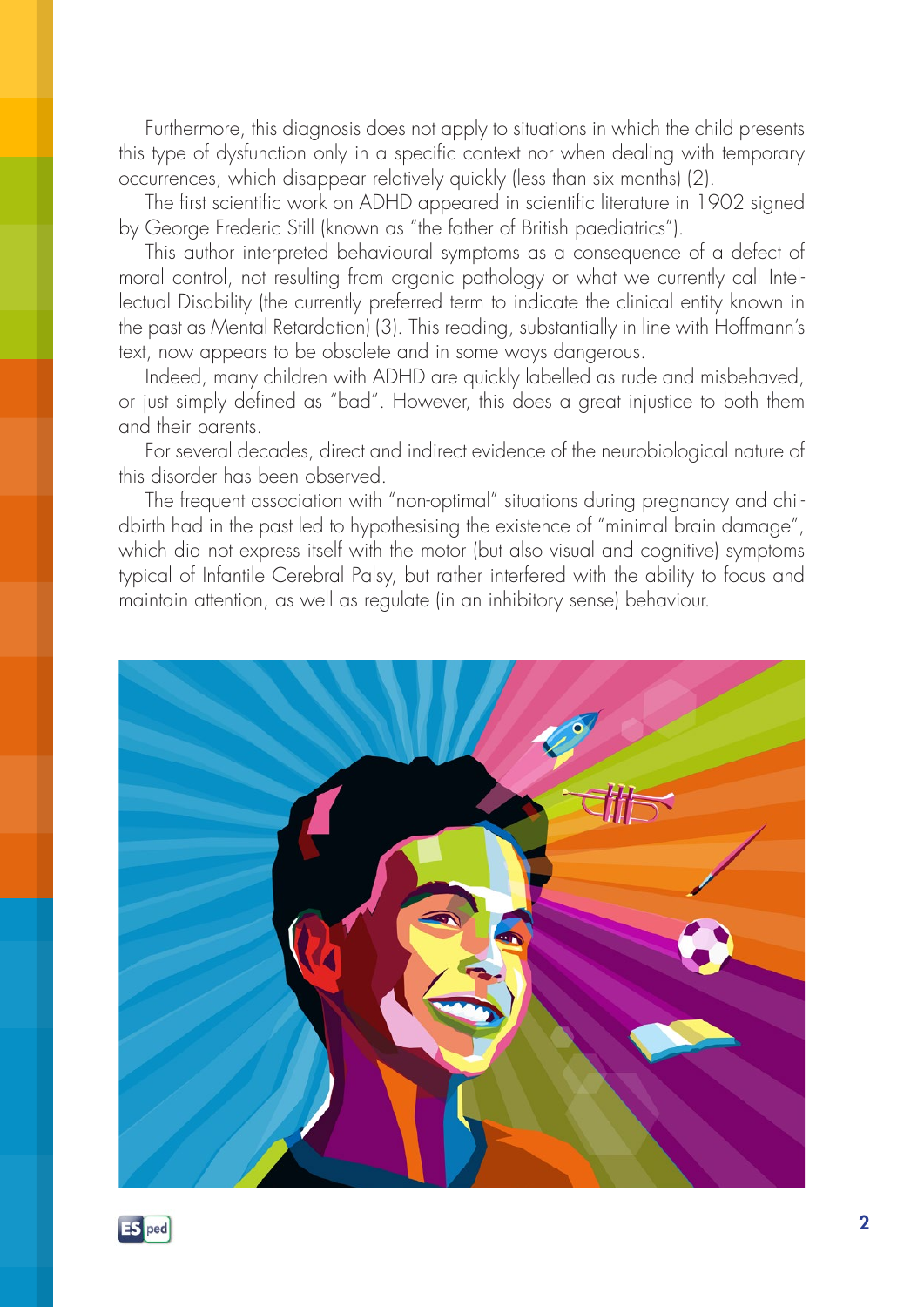Furthermore, this diagnosis does not apply to situations in which the child presents this type of dysfunction only in a specific context nor when dealing with temporary occurrences, which disappear relatively quickly (less than six months) (2).

The first scientific work on ADHD appeared in scientific literature in 1902 signed by George Frederic Still (known as "the father of British paediatrics").

This author interpreted behavioural symptoms as a consequence of a defect of moral control, not resulting from organic pathology or what we currently call Intellectual Disability (the currently preferred term to indicate the clinical entity known in the past as Mental Retardation) (3). This reading, substantially in line with Hoffmann's text, now appears to be obsolete and in some ways dangerous.

Indeed, many children with ADHD are quickly labelled as rude and misbehaved, or just simply defined as "bad". However, this does a great injustice to both them and their parents.

For several decades, direct and indirect evidence of the neurobiological nature of this disorder has been observed.

The frequent association with "non-optimal" situations during pregnancy and childbirth had in the past led to hypothesising the existence of "minimal brain damage", which did not express itself with the motor (but also visual and cognitive) symptoms typical of Infantile Cerebral Palsy, but rather interfered with the ability to focus and maintain attention, as well as regulate (in an inhibitory sense) behaviour.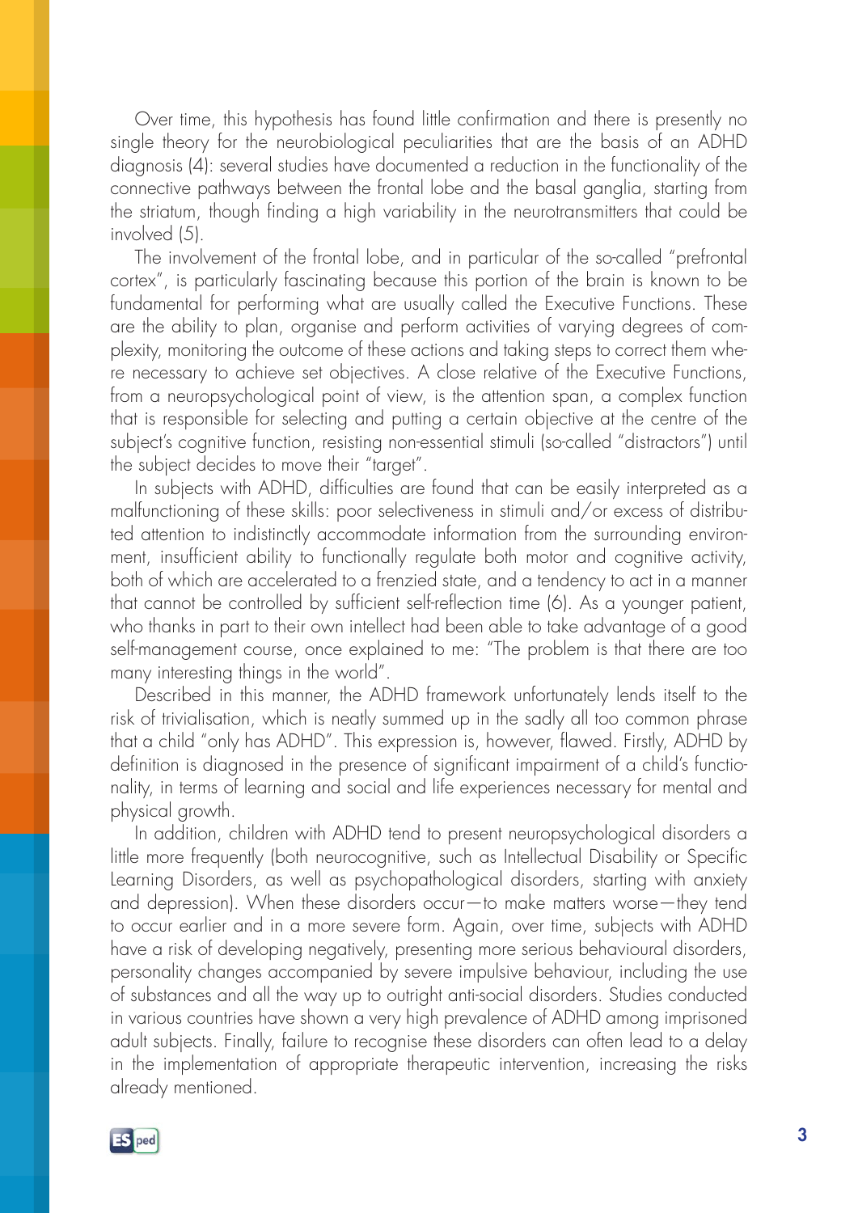Over time, this hypothesis has found little confirmation and there is presently no single theory for the neurobiological peculiarities that are the basis of an ADHD diagnosis (4): several studies have documented a reduction in the functionality of the connective pathways between the frontal lobe and the basal ganglia, starting from the striatum, though finding a high variability in the neurotransmitters that could be involved (5).

The involvement of the frontal lobe, and in particular of the so-called "prefrontal cortex", is particularly fascinating because this portion of the brain is known to be fundamental for performing what are usually called the Executive Functions. These are the ability to plan, organise and perform activities of varying degrees of complexity, monitoring the outcome of these actions and taking steps to correct them where necessary to achieve set objectives. A close relative of the Executive Functions, from a neuropsychological point of view, is the attention span, a complex function that is responsible for selecting and putting a certain objective at the centre of the subject's cognitive function, resisting non-essential stimuli (so-called "distractors") until the subject decides to move their "target".

In subjects with ADHD, difficulties are found that can be easily interpreted as a malfunctioning of these skills: poor selectiveness in stimuli and/or excess of distributed attention to indistinctly accommodate information from the surrounding environment, insufficient ability to functionally regulate both motor and cognitive activity, both of which are accelerated to a frenzied state, and a tendency to act in a manner that cannot be controlled by sufficient self-reflection time (6). As a younger patient, who thanks in part to their own intellect had been able to take advantage of a good self-management course, once explained to me: "The problem is that there are too many interesting things in the world".

Described in this manner, the ADHD framework unfortunately lends itself to the risk of trivialisation, which is neatly summed up in the sadly all too common phrase that a child "only has ADHD". This expression is, however, flawed. Firstly, ADHD by definition is diagnosed in the presence of significant impairment of a child's functionality, in terms of learning and social and life experiences necessary for mental and physical growth.

In addition, children with ADHD tend to present neuropsychological disorders a little more frequently (both neurocognitive, such as Intellectual Disability or Specific Learning Disorders, as well as psychopathological disorders, starting with anxiety and depression). When these disorders occur—to make matters worse—they tend to occur earlier and in a more severe form. Again, over time, subjects with ADHD have a risk of developing negatively, presenting more serious behavioural disorders, personality changes accompanied by severe impulsive behaviour, including the use of substances and all the way up to outright anti-social disorders. Studies conducted in various countries have shown a very high prevalence of ADHD among imprisoned adult subjects. Finally, failure to recognise these disorders can often lead to a delay in the implementation of appropriate therapeutic intervention, increasing the risks already mentioned.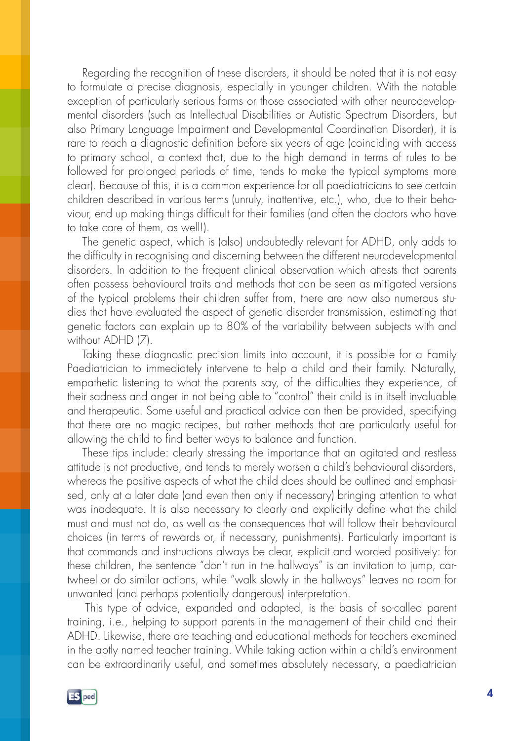Regarding the recognition of these disorders, it should be noted that it is not easy to formulate a precise diagnosis, especially in younger children. With the notable exception of particularly serious forms or those associated with other neurodevelopmental disorders (such as Intellectual Disabilities or Autistic Spectrum Disorders, but also Primary Language Impairment and Developmental Coordination Disorder), it is rare to reach a diagnostic definition before six years of age (coinciding with access to primary school, a context that, due to the high demand in terms of rules to be followed for prolonged periods of time, tends to make the typical symptoms more clear). Because of this, it is a common experience for all paediatricians to see certain children described in various terms (unruly, inattentive, etc.), who, due to their behaviour, end up making things difficult for their families (and often the doctors who have to take care of them, as well!).

The genetic aspect, which is (also) undoubtedly relevant for ADHD, only adds to the difficulty in recognising and discerning between the different neurodevelopmental disorders. In addition to the frequent clinical observation which attests that parents often possess behavioural traits and methods that can be seen as mitigated versions of the typical problems their children suffer from, there are now also numerous studies that have evaluated the aspect of genetic disorder transmission, estimating that genetic factors can explain up to 80% of the variability between subjects with and without ADHD (7).

Taking these diagnostic precision limits into account, it is possible for a Family Paediatrician to immediately intervene to help a child and their family. Naturally, empathetic listening to what the parents say, of the difficulties they experience, of their sadness and anger in not being able to "control" their child is in itself invaluable and therapeutic. Some useful and practical advice can then be provided, specifying that there are no magic recipes, but rather methods that are particularly useful for allowing the child to find better ways to balance and function.

These tips include: clearly stressing the importance that an agitated and restless attitude is not productive, and tends to merely worsen a child's behavioural disorders, whereas the positive aspects of what the child does should be outlined and emphasised, only at a later date (and even then only if necessary) bringing attention to what was inadequate. It is also necessary to clearly and explicitly define what the child must and must not do, as well as the consequences that will follow their behavioural choices (in terms of rewards or, if necessary, punishments). Particularly important is that commands and instructions always be clear, explicit and worded positively: for these children, the sentence "don't run in the hallways" is an invitation to jump, cartwheel or do similar actions, while "walk slowly in the hallways" leaves no room for unwanted (and perhaps potentially dangerous) interpretation.

This type of advice, expanded and adapted, is the basis of so-called parent training, i.e., helping to support parents in the management of their child and their ADHD. Likewise, there are teaching and educational methods for teachers examined in the aptly named teacher training. While taking action within a child's environment can be extraordinarily useful, and sometimes absolutely necessary, a paediatrician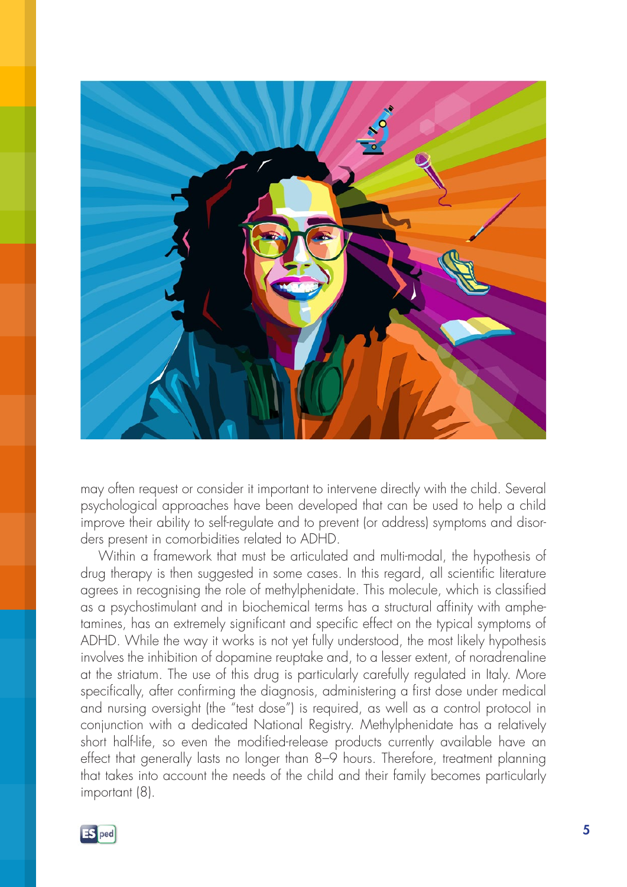may often request or consider it important to intervene directly with the child. Several psychological approaches have been developed that can be used to help a child improve their ability to self-regulate and to prevent (or address) symptoms and disorders present in comorbidities related to ADHD.

Within a framework that must be articulated and multi-modal, the hypothesis of drug therapy is then suggested in some cases. In this regard, all scientific literature agrees in recognising the role of methylphenidate. This molecule, which is classified as a psychostimulant and in biochemical terms has a structural affinity with amphetamines, has an extremely significant and specific effect on the typical symptoms of ADHD. While the way it works is not yet fully understood, the most likely hypothesis involves the inhibition of dopamine reuptake and, to a lesser extent, of noradrenaline at the striatum. The use of this drug is particularly carefully regulated in Italy. More specifically, after confirming the diagnosis, administering a first dose under medical and nursing oversight (the "test dose") is required, as well as a control protocol in conjunction with a dedicated National Registry. Methylphenidate has a relatively short half-life, so even the modified-release products currently available have an effect that generally lasts no longer than 8–9 hours. Therefore, treatment planning that takes into account the needs of the child and their family becomes particularly important (8).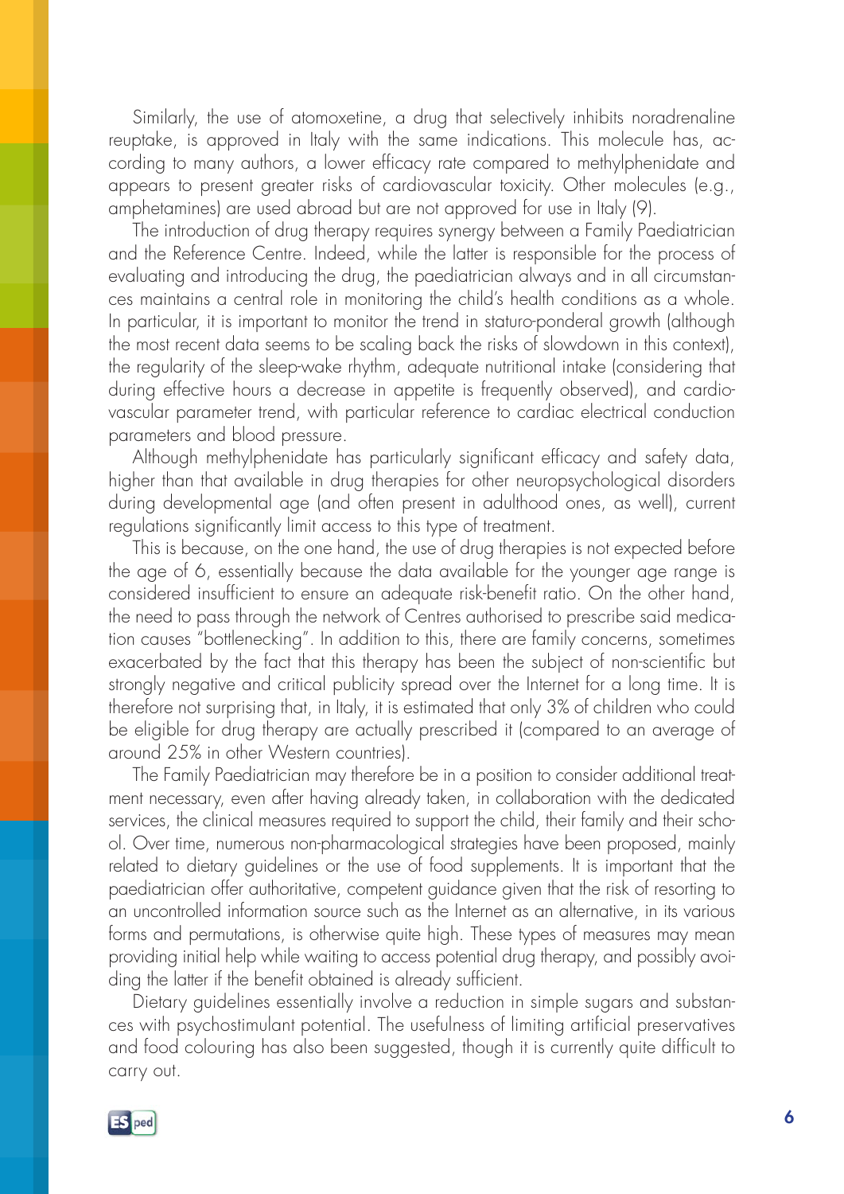Similarly, the use of atomoxetine, a drug that selectively inhibits noradrenaline reuptake, is approved in Italy with the same indications. This molecule has, according to many authors, a lower efficacy rate compared to methylphenidate and appears to present greater risks of cardiovascular toxicity. Other molecules (e.g., amphetamines) are used abroad but are not approved for use in Italy (9).

The introduction of drug therapy requires synergy between a Family Paediatrician and the Reference Centre. Indeed, while the latter is responsible for the process of evaluating and introducing the drug, the paediatrician always and in all circumstances maintains a central role in monitoring the child's health conditions as a whole. In particular, it is important to monitor the trend in staturo-ponderal growth (although the most recent data seems to be scaling back the risks of slowdown in this context), the regularity of the sleep-wake rhythm, adequate nutritional intake (considering that during effective hours a decrease in appetite is frequently observed), and cardiovascular parameter trend, with particular reference to cardiac electrical conduction parameters and blood pressure.

Although methylphenidate has particularly significant efficacy and safety data, higher than that available in drug therapies for other neuropsychological disorders during developmental age (and often present in adulthood ones, as well), current regulations significantly limit access to this type of treatment.

This is because, on the one hand, the use of drug therapies is not expected before the age of 6, essentially because the data available for the younger age range is considered insufficient to ensure an adequate risk-benefit ratio. On the other hand, the need to pass through the network of Centres authorised to prescribe said medication causes "bottlenecking". In addition to this, there are family concerns, sometimes exacerbated by the fact that this therapy has been the subject of non-scientific but strongly negative and critical publicity spread over the Internet for a long time. It is therefore not surprising that, in Italy, it is estimated that only 3% of children who could be eligible for drug therapy are actually prescribed it (compared to an average of around 25% in other Western countries).

The Family Paediatrician may therefore be in a position to consider additional treatment necessary, even after having already taken, in collaboration with the dedicated services, the clinical measures required to support the child, their family and their school. Over time, numerous non-pharmacological strategies have been proposed, mainly related to dietary guidelines or the use of food supplements. It is important that the paediatrician offer authoritative, competent guidance given that the risk of resorting to an uncontrolled information source such as the Internet as an alternative, in its various forms and permutations, is otherwise quite high. These types of measures may mean providing initial help while waiting to access potential drug therapy, and possibly avoiding the latter if the benefit obtained is already sufficient.

Dietary guidelines essentially involve a reduction in simple sugars and substances with psychostimulant potential. The usefulness of limiting artificial preservatives and food colouring has also been suggested, though it is currently quite difficult to carry out.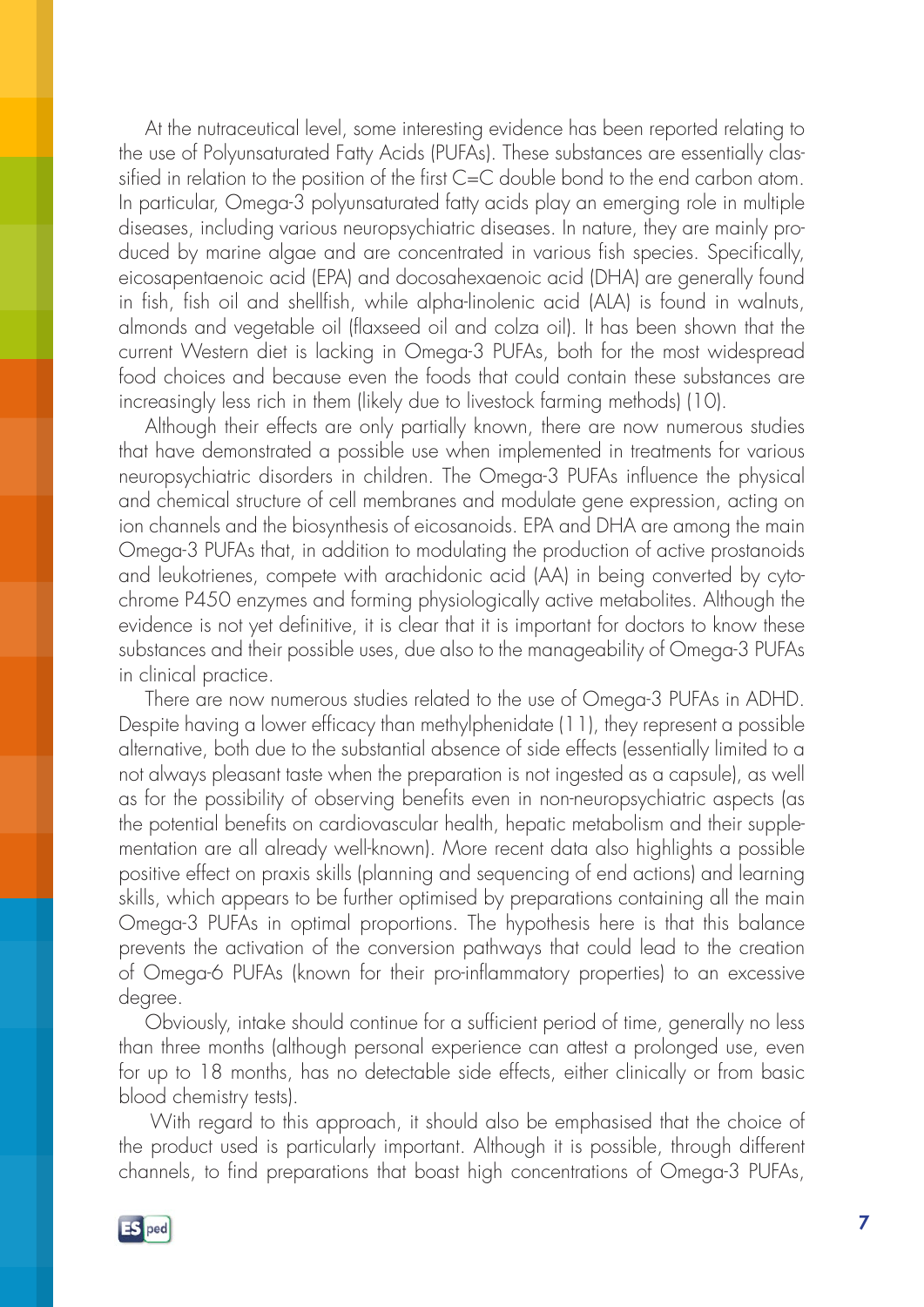At the nutraceutical level, some interesting evidence has been reported relating to the use of Polyunsaturated Fatty Acids (PUFAs). These substances are essentially classified in relation to the position of the first C=C double bond to the end carbon atom. In particular, Omega-3 polyunsaturated fatty acids play an emerging role in multiple diseases, including various neuropsychiatric diseases. In nature, they are mainly produced by marine algae and are concentrated in various fish species. Specifically, eicosapentaenoic acid (EPA) and docosahexaenoic acid (DHA) are generally found in fish, fish oil and shellfish, while alpha-linolenic acid (ALA) is found in walnuts, almonds and vegetable oil (flaxseed oil and colza oil). It has been shown that the current Western diet is lacking in Omega-3 PUFAs, both for the most widespread food choices and because even the foods that could contain these substances are increasingly less rich in them (likely due to livestock farming methods) (10).

Although their effects are only partially known, there are now numerous studies that have demonstrated a possible use when implemented in treatments for various neuropsychiatric disorders in children. The Omega-3 PUFAs influence the physical and chemical structure of cell membranes and modulate gene expression, acting on ion channels and the biosynthesis of eicosanoids. EPA and DHA are among the main Omega-3 PUFAs that, in addition to modulating the production of active prostanoids and leukotrienes, compete with arachidonic acid (AA) in being converted by cytochrome P450 enzymes and forming physiologically active metabolites. Although the evidence is not yet definitive, it is clear that it is important for doctors to know these substances and their possible uses, due also to the manageability of Omega-3 PUFAs in clinical practice.

There are now numerous studies related to the use of Omega-3 PUFAs in ADHD. Despite having a lower efficacy than methylphenidate (11), they represent a possible alternative, both due to the substantial absence of side effects (essentially limited to a not always pleasant taste when the preparation is not ingested as a capsule), as well as for the possibility of observing benefits even in non-neuropsychiatric aspects (as the potential benefits on cardiovascular health, hepatic metabolism and their supplementation are all already well-known). More recent data also highlights a possible positive effect on praxis skills (planning and sequencing of end actions) and learning skills, which appears to be further optimised by preparations containing all the main Omega-3 PUFAs in optimal proportions. The hypothesis here is that this balance prevents the activation of the conversion pathways that could lead to the creation of Omega-6 PUFAs (known for their pro-inflammatory properties) to an excessive degree.

Obviously, intake should continue for a sufficient period of time, generally no less than three months (although personal experience can attest a prolonged use, even for up to 18 months, has no detectable side effects, either clinically or from basic blood chemistry tests).

With regard to this approach, it should also be emphasised that the choice of the product used is particularly important. Although it is possible, through different channels, to find preparations that boast high concentrations of Omega-3 PUFAs,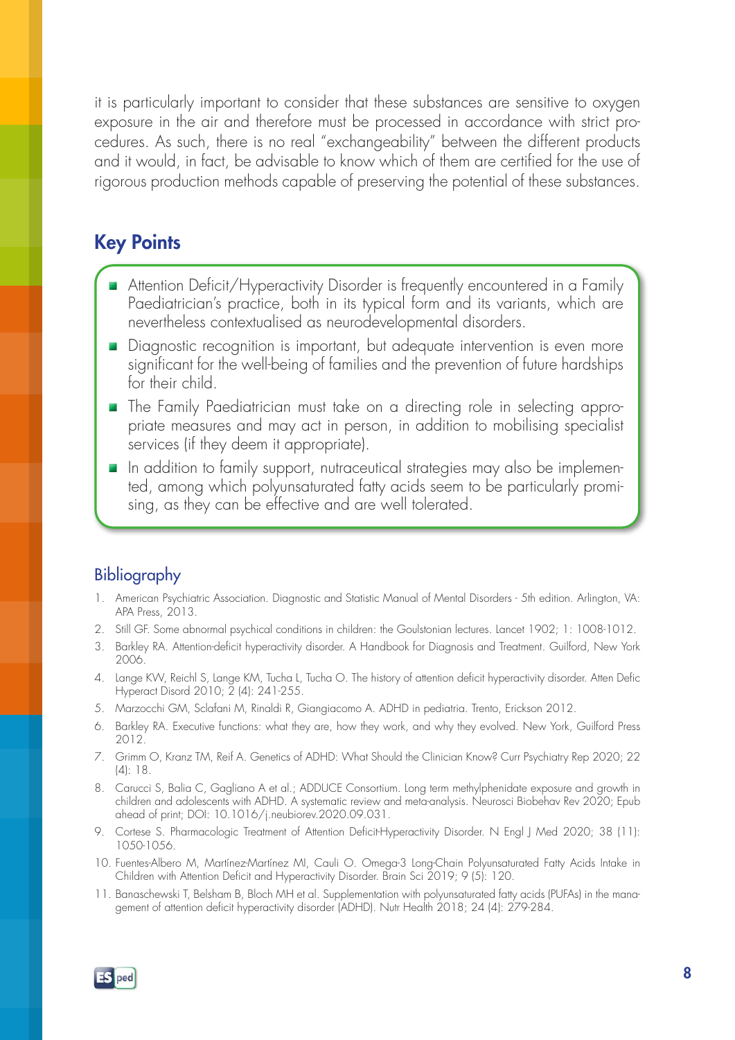it is particularly important to consider that these substances are sensitive to oxygen exposure in the air and therefore must be processed in accordance with strict procedures. As such, there is no real "exchangeability" between the different products and it would, in fact, be advisable to know which of them are certified for the use of rigorous production methods capable of preserving the potential of these substances.

## Key Points

- Attention Deficit/Hyperactivity Disorder is frequently encountered in a Family Paediatrician's practice, both in its typical form and its variants, which are nevertheless contextualised as neurodevelopmental disorders.
- Diagnostic recognition is important, but adequate intervention is even more significant for the well-being of families and the prevention of future hardships for their child.
- The Family Paediatrician must take on a directing role in selecting appropriate measures and may act in person, in addition to mobilising specialist services (if they deem it appropriate).
- In addition to family support, nutraceutical strategies may also be implemented, among which polyunsaturated fatty acids seem to be particularly promising, as they can be effective and are well tolerated.

### Bibliography

1. American Psychiatric Association. Diagnostic and Statistic Manual of Mental Disorders - 5th edition. Arlington, VA: APA Press, 2013.
2. Still GF. Some abnormal psychical conditions in children: the Goulstonian lectures. Lancet 1902; 1: 1008-1012.
3. Barkley RA. Attention-deficit hyperactivity disorder. A Handbook for Diagnosis and Treatment. Guilford, New York 2006.
4. Lange KW, Reichl S, Lange KM, Tucha L, Tucha O. The history of attention deficit hyperactivity disorder. Atten Defic Hyperact Disord 2010; 2 (4): 241-255.
5. Marzocchi GM, Sclafani M, Rinaldi R, Giangiacomo A. ADHD in pediatria. Trento, Erickson 2012.
6. Barkley RA. Executive functions: what they are, how they work, and why they evolved. New York, Guilford Press 2012.
7. Grimm O, Kranz TM, Reif A. Genetics of ADHD: What Should the Clinician Know? Curr Psychiatry Rep 2020; 22 (4): 18.
8. Carucci S, Balia C, Gagliano A et al.; ADDUCE Consortium. Long term methylphenidate exposure and growth in children and adolescents with ADHD. A systematic review and meta-analysis. Neurosci Biobehav Rev 2020; Epub ahead of print; DOI: 10.1016/j.neubiorev.2020.09.031.
9. Cortese S. Pharmacologic Treatment of Attention Deficit-Hyperactivity Disorder. N Engl J Med 2020; 38 (11): 1050-1056.
10. Fuentes-Albero M, Martínez-Martínez MI, Cauli O. Omega-3 Long-Chain Polyunsaturated Fatty Acids Intake in Children with Attention Deficit and Hyperactivity Disorder. Brain Sci 2019; 9 (5): 120.
11. Banaschewski T, Belsham B, Bloch MH et al. Supplementation with polyunsaturated fatty acids (PUFAs) in the management of attention deficit hyperactivity disorder (ADHD). Nutr Health 2018; 24 (4): 279-284.